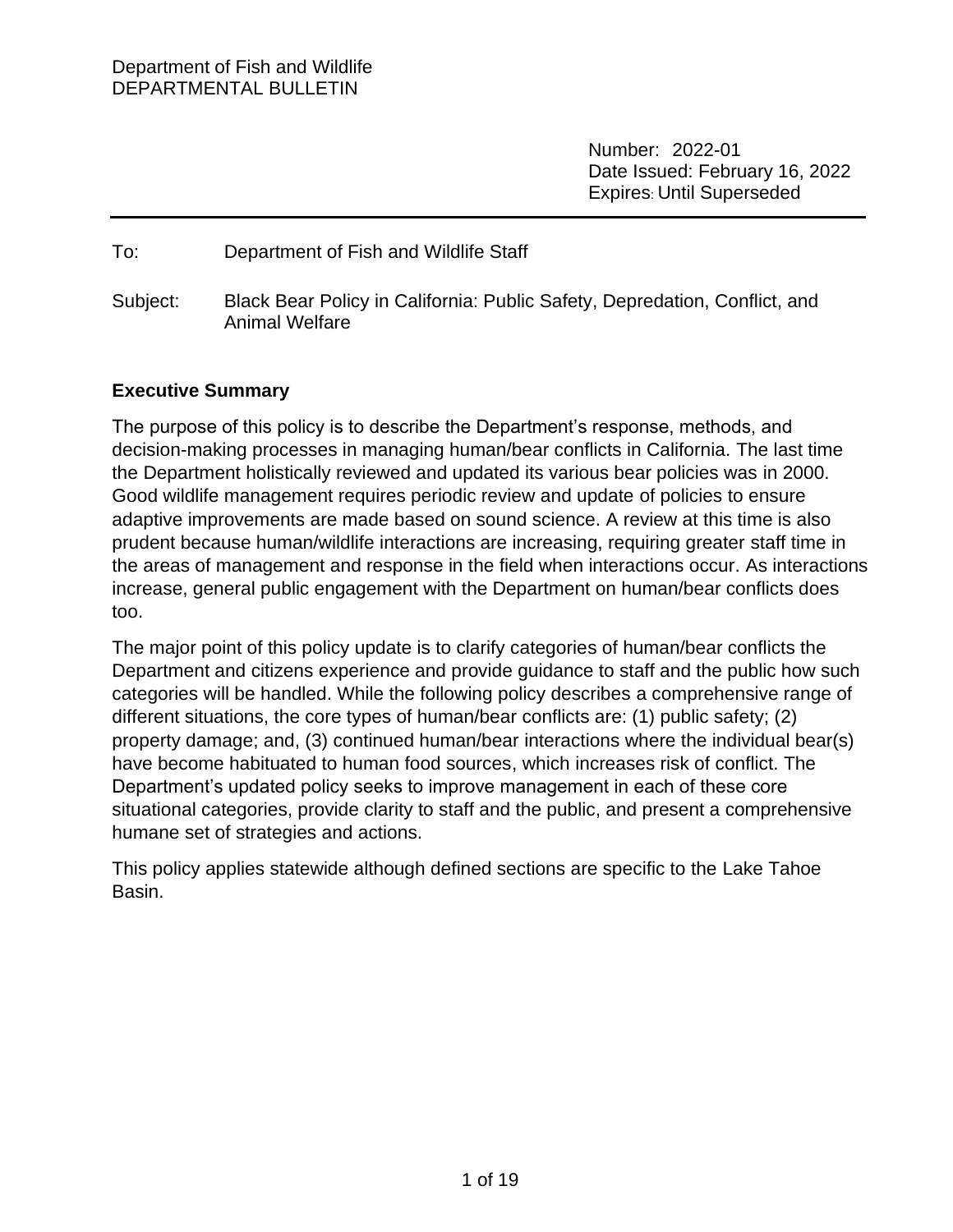Department of Fish and Wildlife
DEPARTMENTAL BULLETIN

Number: 2022-01
Date Issued: February 16, 2022
Expires: Until Superseded

---

To: Department of Fish and Wildlife Staff

Subject: Black Bear Policy in California: Public Safety, Depredation, Conflict, and Animal Welfare

## Executive Summary

The purpose of this policy is to describe the Department's response, methods, and decision-making processes in managing human/bear conflicts in California. The last time the Department holistically reviewed and updated its various bear policies was in 2000. Good wildlife management requires periodic review and update of policies to ensure adaptive improvements are made based on sound science. A review at this time is also prudent because human/wildlife interactions are increasing, requiring greater staff time in the areas of management and response in the field when interactions occur. As interactions increase, general public engagement with the Department on human/bear conflicts does too.

The major point of this policy update is to clarify categories of human/bear conflicts the Department and citizens experience and provide guidance to staff and the public how such categories will be handled. While the following policy describes a comprehensive range of different situations, the core types of human/bear conflicts are: (1) public safety; (2) property damage; and, (3) continued human/bear interactions where the individual bear(s) have become habituated to human food sources, which increases risk of conflict. The Department's updated policy seeks to improve management in each of these core situational categories, provide clarity to staff and the public, and present a comprehensive humane set of strategies and actions.

This policy applies statewide although defined sections are specific to the Lake Tahoe Basin.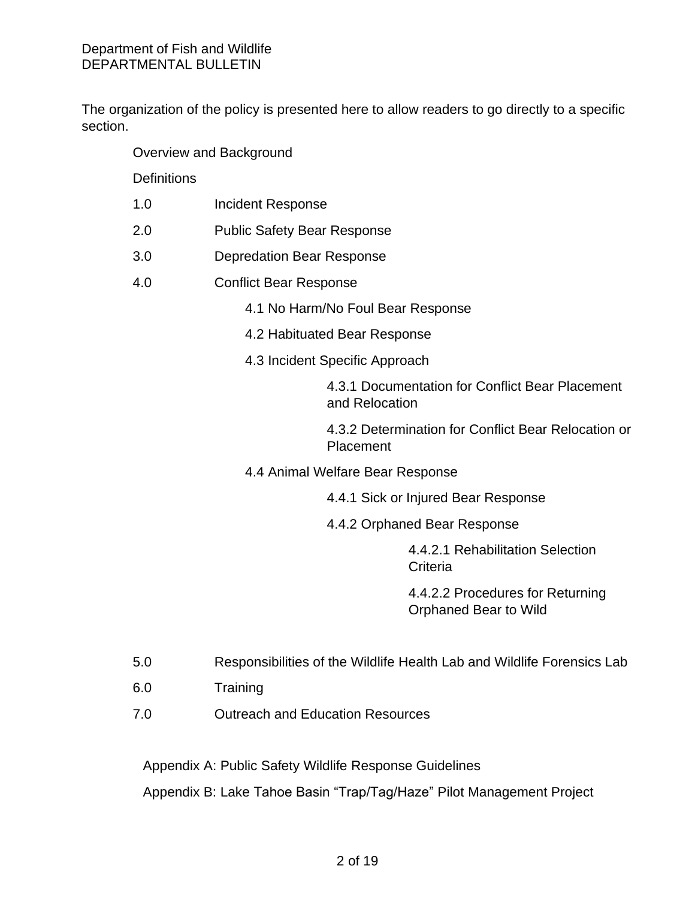The organization of the policy is presented here to allow readers to go directly to a specific section.

- Overview and Background
- Definitions
- 1.0 Incident Response
- 2.0 Public Safety Bear Response
- 3.0 Depredation Bear Response
- 4.0 Conflict Bear Response
  - 4.1 No Harm/No Foul Bear Response
  - 4.2 Habituated Bear Response
  - 4.3 Incident Specific Approach
    - 4.3.1 Documentation for Conflict Bear Placement and Relocation
    - 4.3.2 Determination for Conflict Bear Relocation or Placement
  - 4.4 Animal Welfare Bear Response
    - 4.4.1 Sick or Injured Bear Response
    - 4.4.2 Orphaned Bear Response
      - 4.4.2.1 Rehabilitation Selection Criteria
      - 4.4.2.2 Procedures for Returning Orphaned Bear to Wild
- 5.0 Responsibilities of the Wildlife Health Lab and Wildlife Forensics Lab
- 6.0 Training
- 7.0 Outreach and Education Resources

Appendix A: Public Safety Wildlife Response Guidelines

Appendix B: Lake Tahoe Basin “Trap/Tag/Haze” Pilot Management Project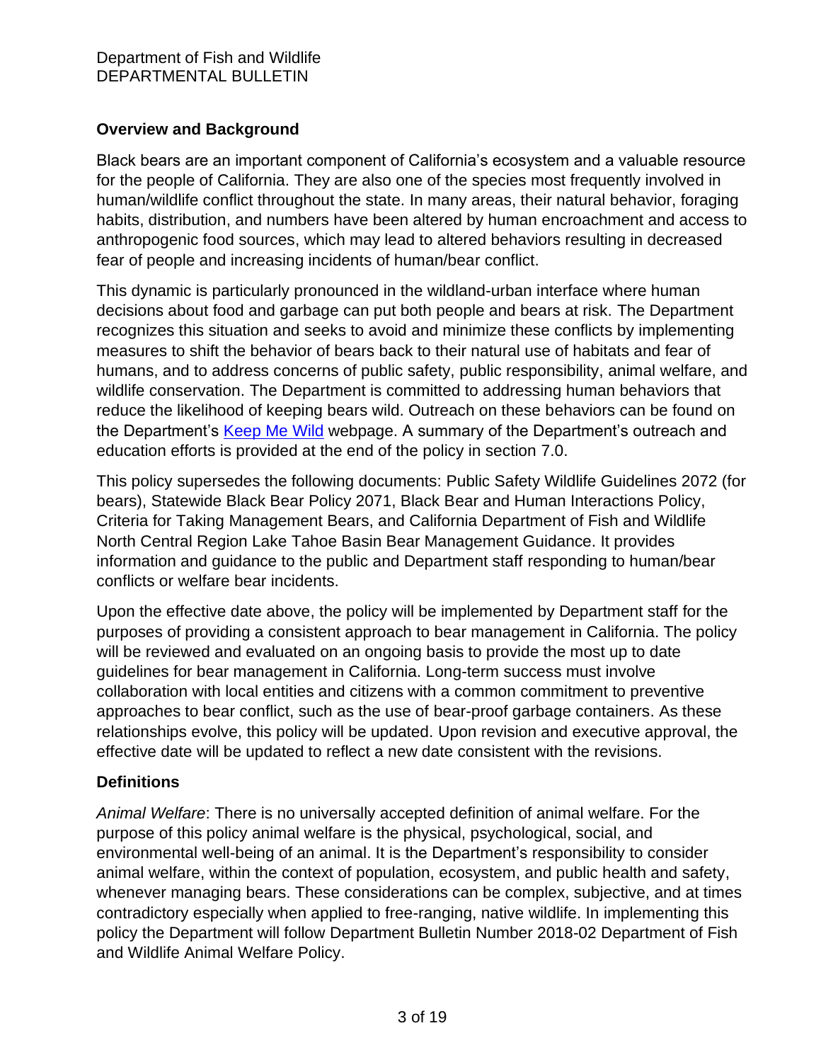## Overview and Background

Black bears are an important component of California's ecosystem and a valuable resource for the people of California. They are also one of the species most frequently involved in human/wildlife conflict throughout the state. In many areas, their natural behavior, foraging habits, distribution, and numbers have been altered by human encroachment and access to anthropogenic food sources, which may lead to altered behaviors resulting in decreased fear of people and increasing incidents of human/bear conflict.

This dynamic is particularly pronounced in the wildland-urban interface where human decisions about food and garbage can put both people and bears at risk. The Department recognizes this situation and seeks to avoid and minimize these conflicts by implementing measures to shift the behavior of bears back to their natural use of habitats and fear of humans, and to address concerns of public safety, public responsibility, animal welfare, and wildlife conservation. The Department is committed to addressing human behaviors that reduce the likelihood of keeping bears wild. Outreach on these behaviors can be found on the Department's Keep Me Wild webpage. A summary of the Department's outreach and education efforts is provided at the end of the policy in section 7.0.

This policy supersedes the following documents: Public Safety Wildlife Guidelines 2072 (for bears), Statewide Black Bear Policy 2071, Black Bear and Human Interactions Policy, Criteria for Taking Management Bears, and California Department of Fish and Wildlife North Central Region Lake Tahoe Basin Bear Management Guidance. It provides information and guidance to the public and Department staff responding to human/bear conflicts or welfare bear incidents.

Upon the effective date above, the policy will be implemented by Department staff for the purposes of providing a consistent approach to bear management in California. The policy will be reviewed and evaluated on an ongoing basis to provide the most up to date guidelines for bear management in California. Long-term success must involve collaboration with local entities and citizens with a common commitment to preventive approaches to bear conflict, such as the use of bear-proof garbage containers. As these relationships evolve, this policy will be updated. Upon revision and executive approval, the effective date will be updated to reflect a new date consistent with the revisions.

## Definitions

*Animal Welfare*: There is no universally accepted definition of animal welfare. For the purpose of this policy animal welfare is the physical, psychological, social, and environmental well-being of an animal. It is the Department's responsibility to consider animal welfare, within the context of population, ecosystem, and public health and safety, whenever managing bears. These considerations can be complex, subjective, and at times contradictory especially when applied to free-ranging, native wildlife. In implementing this policy the Department will follow Department Bulletin Number 2018-02 Department of Fish and Wildlife Animal Welfare Policy.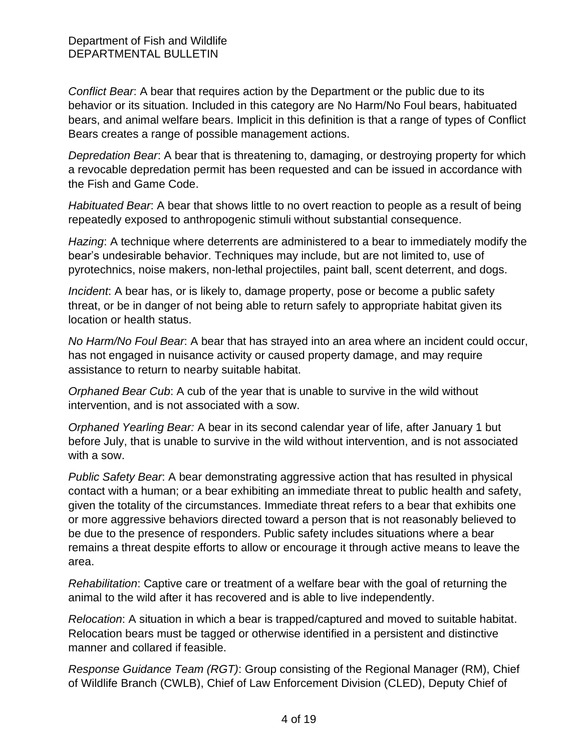*Conflict Bear*: A bear that requires action by the Department or the public due to its behavior or its situation. Included in this category are No Harm/No Foul bears, habituated bears, and animal welfare bears. Implicit in this definition is that a range of types of Conflict Bears creates a range of possible management actions.

*Depredation Bear*: A bear that is threatening to, damaging, or destroying property for which a revocable depredation permit has been requested and can be issued in accordance with the Fish and Game Code.

*Habituated Bear*: A bear that shows little to no overt reaction to people as a result of being repeatedly exposed to anthropogenic stimuli without substantial consequence.

*Hazing*: A technique where deterrents are administered to a bear to immediately modify the bear's undesirable behavior. Techniques may include, but are not limited to, use of pyrotechnics, noise makers, non-lethal projectiles, paint ball, scent deterrent, and dogs.

*Incident*: A bear has, or is likely to, damage property, pose or become a public safety threat, or be in danger of not being able to return safely to appropriate habitat given its location or health status.

*No Harm/No Foul Bear*: A bear that has strayed into an area where an incident could occur, has not engaged in nuisance activity or caused property damage, and may require assistance to return to nearby suitable habitat.

*Orphaned Bear Cub*: A cub of the year that is unable to survive in the wild without intervention, and is not associated with a sow.

*Orphaned Yearling Bear:* A bear in its second calendar year of life, after January 1 but before July, that is unable to survive in the wild without intervention, and is not associated with a sow.

*Public Safety Bear*: A bear demonstrating aggressive action that has resulted in physical contact with a human; or a bear exhibiting an immediate threat to public health and safety, given the totality of the circumstances. Immediate threat refers to a bear that exhibits one or more aggressive behaviors directed toward a person that is not reasonably believed to be due to the presence of responders. Public safety includes situations where a bear remains a threat despite efforts to allow or encourage it through active means to leave the area.

*Rehabilitation*: Captive care or treatment of a welfare bear with the goal of returning the animal to the wild after it has recovered and is able to live independently.

*Relocation*: A situation in which a bear is trapped/captured and moved to suitable habitat. Relocation bears must be tagged or otherwise identified in a persistent and distinctive manner and collared if feasible.

*Response Guidance Team (RGT)*: Group consisting of the Regional Manager (RM), Chief of Wildlife Branch (CWLB), Chief of Law Enforcement Division (CLED), Deputy Chief of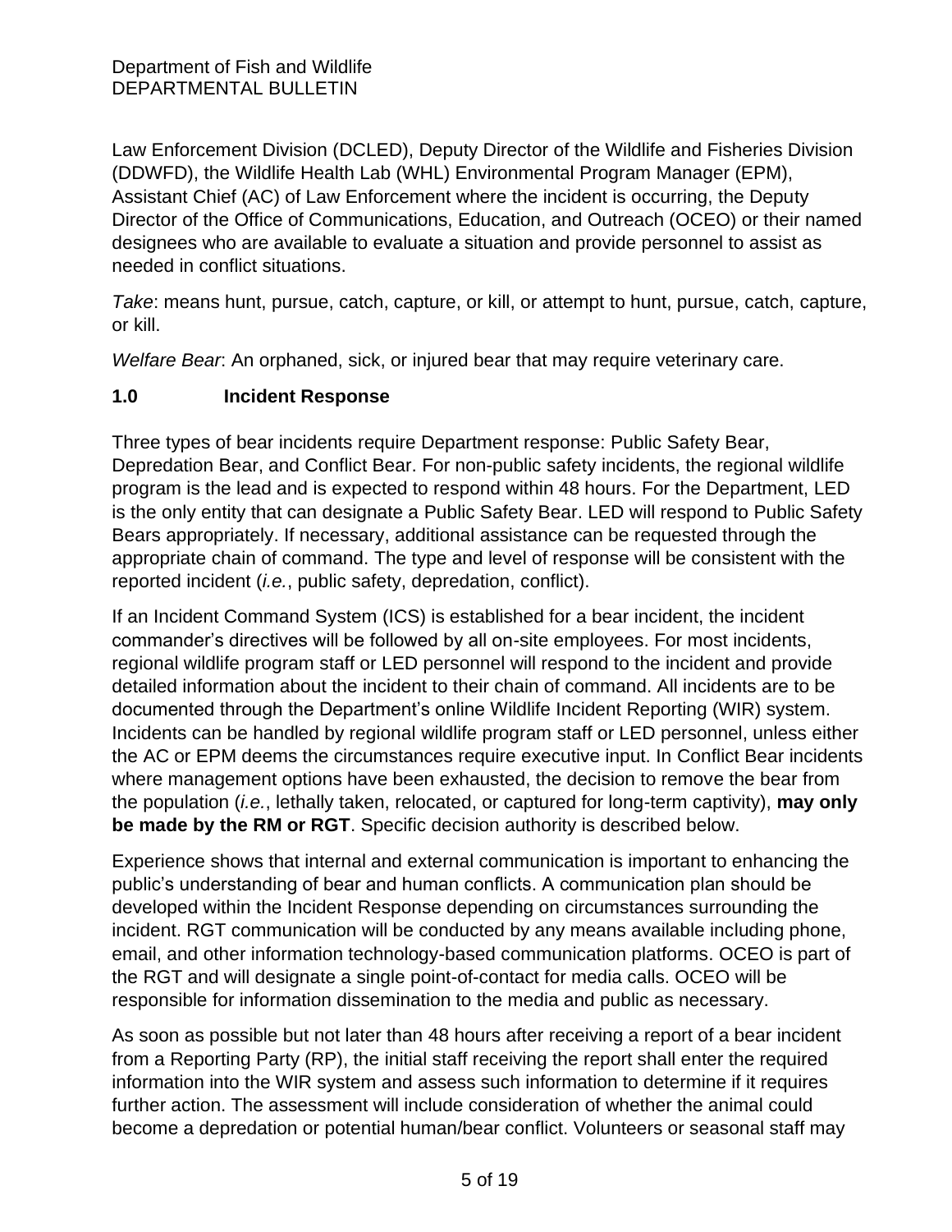Law Enforcement Division (DCLED), Deputy Director of the Wildlife and Fisheries Division (DDWFD), the Wildlife Health Lab (WHL) Environmental Program Manager (EPM), Assistant Chief (AC) of Law Enforcement where the incident is occurring, the Deputy Director of the Office of Communications, Education, and Outreach (OCEO) or their named designees who are available to evaluate a situation and provide personnel to assist as needed in conflict situations.

*Take*: means hunt, pursue, catch, capture, or kill, or attempt to hunt, pursue, catch, capture, or kill.

*Welfare Bear*: An orphaned, sick, or injured bear that may require veterinary care.

## 1.0 Incident Response

Three types of bear incidents require Department response: Public Safety Bear, Depredation Bear, and Conflict Bear. For non-public safety incidents, the regional wildlife program is the lead and is expected to respond within 48 hours. For the Department, LED is the only entity that can designate a Public Safety Bear. LED will respond to Public Safety Bears appropriately. If necessary, additional assistance can be requested through the appropriate chain of command. The type and level of response will be consistent with the reported incident (*i.e.*, public safety, depredation, conflict).

If an Incident Command System (ICS) is established for a bear incident, the incident commander's directives will be followed by all on-site employees. For most incidents, regional wildlife program staff or LED personnel will respond to the incident and provide detailed information about the incident to their chain of command. All incidents are to be documented through the Department's online Wildlife Incident Reporting (WIR) system. Incidents can be handled by regional wildlife program staff or LED personnel, unless either the AC or EPM deems the circumstances require executive input. In Conflict Bear incidents where management options have been exhausted, the decision to remove the bear from the population (*i.e.*, lethally taken, relocated, or captured for long-term captivity), **may only be made by the RM or RGT**. Specific decision authority is described below.

Experience shows that internal and external communication is important to enhancing the public's understanding of bear and human conflicts. A communication plan should be developed within the Incident Response depending on circumstances surrounding the incident. RGT communication will be conducted by any means available including phone, email, and other information technology-based communication platforms. OCEO is part of the RGT and will designate a single point-of-contact for media calls. OCEO will be responsible for information dissemination to the media and public as necessary.

As soon as possible but not later than 48 hours after receiving a report of a bear incident from a Reporting Party (RP), the initial staff receiving the report shall enter the required information into the WIR system and assess such information to determine if it requires further action. The assessment will include consideration of whether the animal could become a depredation or potential human/bear conflict. Volunteers or seasonal staff may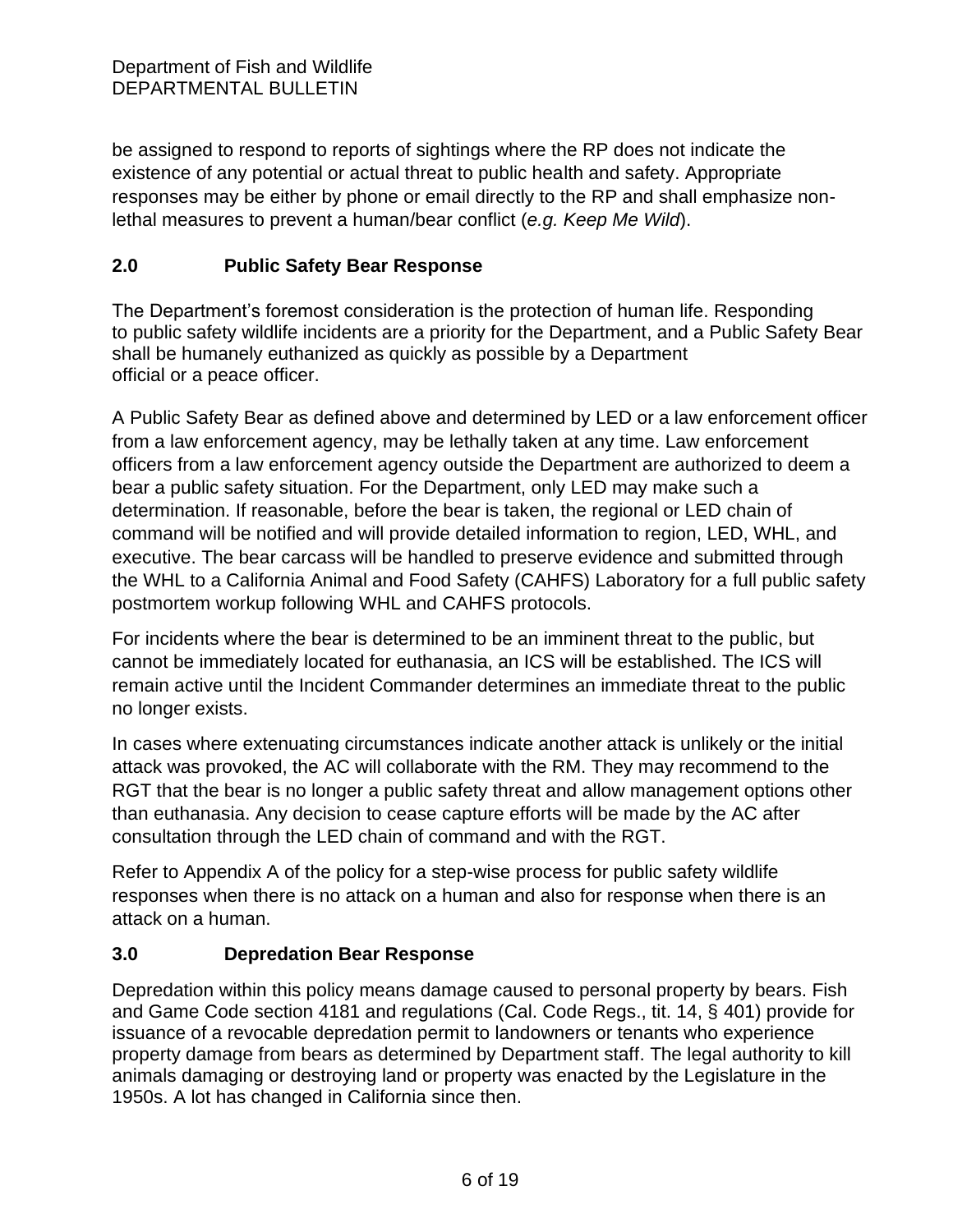be assigned to respond to reports of sightings where the RP does not indicate the existence of any potential or actual threat to public health and safety. Appropriate responses may be either by phone or email directly to the RP and shall emphasize non-lethal measures to prevent a human/bear conflict (*e.g. Keep Me Wild*).

## 2.0 Public Safety Bear Response

The Department's foremost consideration is the protection of human life. Responding to public safety wildlife incidents are a priority for the Department, and a Public Safety Bear shall be humanely euthanized as quickly as possible by a Department official or a peace officer.

A Public Safety Bear as defined above and determined by LED or a law enforcement officer from a law enforcement agency, may be lethally taken at any time. Law enforcement officers from a law enforcement agency outside the Department are authorized to deem a bear a public safety situation. For the Department, only LED may make such a determination. If reasonable, before the bear is taken, the regional or LED chain of command will be notified and will provide detailed information to region, LED, WHL, and executive. The bear carcass will be handled to preserve evidence and submitted through the WHL to a California Animal and Food Safety (CAHFS) Laboratory for a full public safety postmortem workup following WHL and CAHFS protocols.

For incidents where the bear is determined to be an imminent threat to the public, but cannot be immediately located for euthanasia, an ICS will be established. The ICS will remain active until the Incident Commander determines an immediate threat to the public no longer exists.

In cases where extenuating circumstances indicate another attack is unlikely or the initial attack was provoked, the AC will collaborate with the RM. They may recommend to the RGT that the bear is no longer a public safety threat and allow management options other than euthanasia. Any decision to cease capture efforts will be made by the AC after consultation through the LED chain of command and with the RGT.

Refer to Appendix A of the policy for a step-wise process for public safety wildlife responses when there is no attack on a human and also for response when there is an attack on a human.

## 3.0 Depredation Bear Response

Depredation within this policy means damage caused to personal property by bears. Fish and Game Code section 4181 and regulations (Cal. Code Regs., tit. 14, § 401) provide for issuance of a revocable depredation permit to landowners or tenants who experience property damage from bears as determined by Department staff. The legal authority to kill animals damaging or destroying land or property was enacted by the Legislature in the 1950s. A lot has changed in California since then.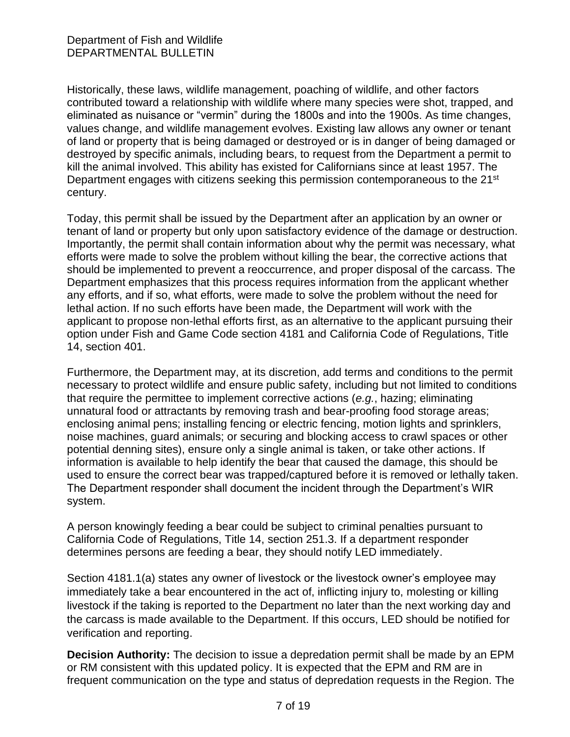Historically, these laws, wildlife management, poaching of wildlife, and other factors contributed toward a relationship with wildlife where many species were shot, trapped, and eliminated as nuisance or "vermin" during the 1800s and into the 1900s. As time changes, values change, and wildlife management evolves. Existing law allows any owner or tenant of land or property that is being damaged or destroyed or is in danger of being damaged or destroyed by specific animals, including bears, to request from the Department a permit to kill the animal involved. This ability has existed for Californians since at least 1957. The Department engages with citizens seeking this permission contemporaneous to the 21st century.

Today, this permit shall be issued by the Department after an application by an owner or tenant of land or property but only upon satisfactory evidence of the damage or destruction. Importantly, the permit shall contain information about why the permit was necessary, what efforts were made to solve the problem without killing the bear, the corrective actions that should be implemented to prevent a reoccurrence, and proper disposal of the carcass. The Department emphasizes that this process requires information from the applicant whether any efforts, and if so, what efforts, were made to solve the problem without the need for lethal action. If no such efforts have been made, the Department will work with the applicant to propose non-lethal efforts first, as an alternative to the applicant pursuing their option under Fish and Game Code section 4181 and California Code of Regulations, Title 14, section 401.

Furthermore, the Department may, at its discretion, add terms and conditions to the permit necessary to protect wildlife and ensure public safety, including but not limited to conditions that require the permittee to implement corrective actions (*e.g.*, hazing; eliminating unnatural food or attractants by removing trash and bear-proofing food storage areas; enclosing animal pens; installing fencing or electric fencing, motion lights and sprinklers, noise machines, guard animals; or securing and blocking access to crawl spaces or other potential denning sites), ensure only a single animal is taken, or take other actions. If information is available to help identify the bear that caused the damage, this should be used to ensure the correct bear was trapped/captured before it is removed or lethally taken. The Department responder shall document the incident through the Department's WIR system.

A person knowingly feeding a bear could be subject to criminal penalties pursuant to California Code of Regulations, Title 14, section 251.3. If a department responder determines persons are feeding a bear, they should notify LED immediately.

Section 4181.1(a) states any owner of livestock or the livestock owner's employee may immediately take a bear encountered in the act of, inflicting injury to, molesting or killing livestock if the taking is reported to the Department no later than the next working day and the carcass is made available to the Department. If this occurs, LED should be notified for verification and reporting.

**Decision Authority:** The decision to issue a depredation permit shall be made by an EPM or RM consistent with this updated policy. It is expected that the EPM and RM are in frequent communication on the type and status of depredation requests in the Region. The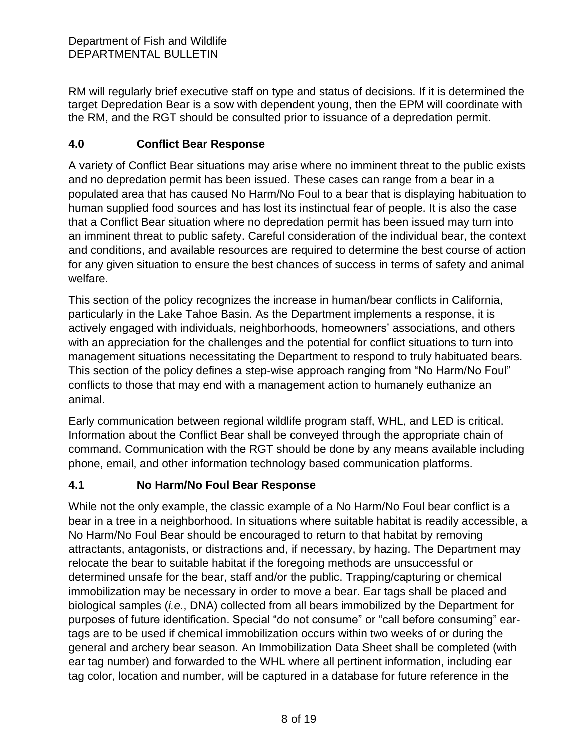RM will regularly brief executive staff on type and status of decisions. If it is determined the target Depredation Bear is a sow with dependent young, then the EPM will coordinate with the RM, and the RGT should be consulted prior to issuance of a depredation permit.

## 4.0 Conflict Bear Response

A variety of Conflict Bear situations may arise where no imminent threat to the public exists and no depredation permit has been issued. These cases can range from a bear in a populated area that has caused No Harm/No Foul to a bear that is displaying habituation to human supplied food sources and has lost its instinctual fear of people. It is also the case that a Conflict Bear situation where no depredation permit has been issued may turn into an imminent threat to public safety. Careful consideration of the individual bear, the context and conditions, and available resources are required to determine the best course of action for any given situation to ensure the best chances of success in terms of safety and animal welfare.

This section of the policy recognizes the increase in human/bear conflicts in California, particularly in the Lake Tahoe Basin. As the Department implements a response, it is actively engaged with individuals, neighborhoods, homeowners' associations, and others with an appreciation for the challenges and the potential for conflict situations to turn into management situations necessitating the Department to respond to truly habituated bears. This section of the policy defines a step-wise approach ranging from "No Harm/No Foul" conflicts to those that may end with a management action to humanely euthanize an animal.

Early communication between regional wildlife program staff, WHL, and LED is critical. Information about the Conflict Bear shall be conveyed through the appropriate chain of command. Communication with the RGT should be done by any means available including phone, email, and other information technology based communication platforms.

## 4.1 No Harm/No Foul Bear Response

While not the only example, the classic example of a No Harm/No Foul bear conflict is a bear in a tree in a neighborhood. In situations where suitable habitat is readily accessible, a No Harm/No Foul Bear should be encouraged to return to that habitat by removing attractants, antagonists, or distractions and, if necessary, by hazing. The Department may relocate the bear to suitable habitat if the foregoing methods are unsuccessful or determined unsafe for the bear, staff and/or the public. Trapping/capturing or chemical immobilization may be necessary in order to move a bear. Ear tags shall be placed and biological samples (*i.e.*, DNA) collected from all bears immobilized by the Department for purposes of future identification. Special "do not consume" or "call before consuming" ear-tags are to be used if chemical immobilization occurs within two weeks of or during the general and archery bear season. An Immobilization Data Sheet shall be completed (with ear tag number) and forwarded to the WHL where all pertinent information, including ear tag color, location and number, will be captured in a database for future reference in the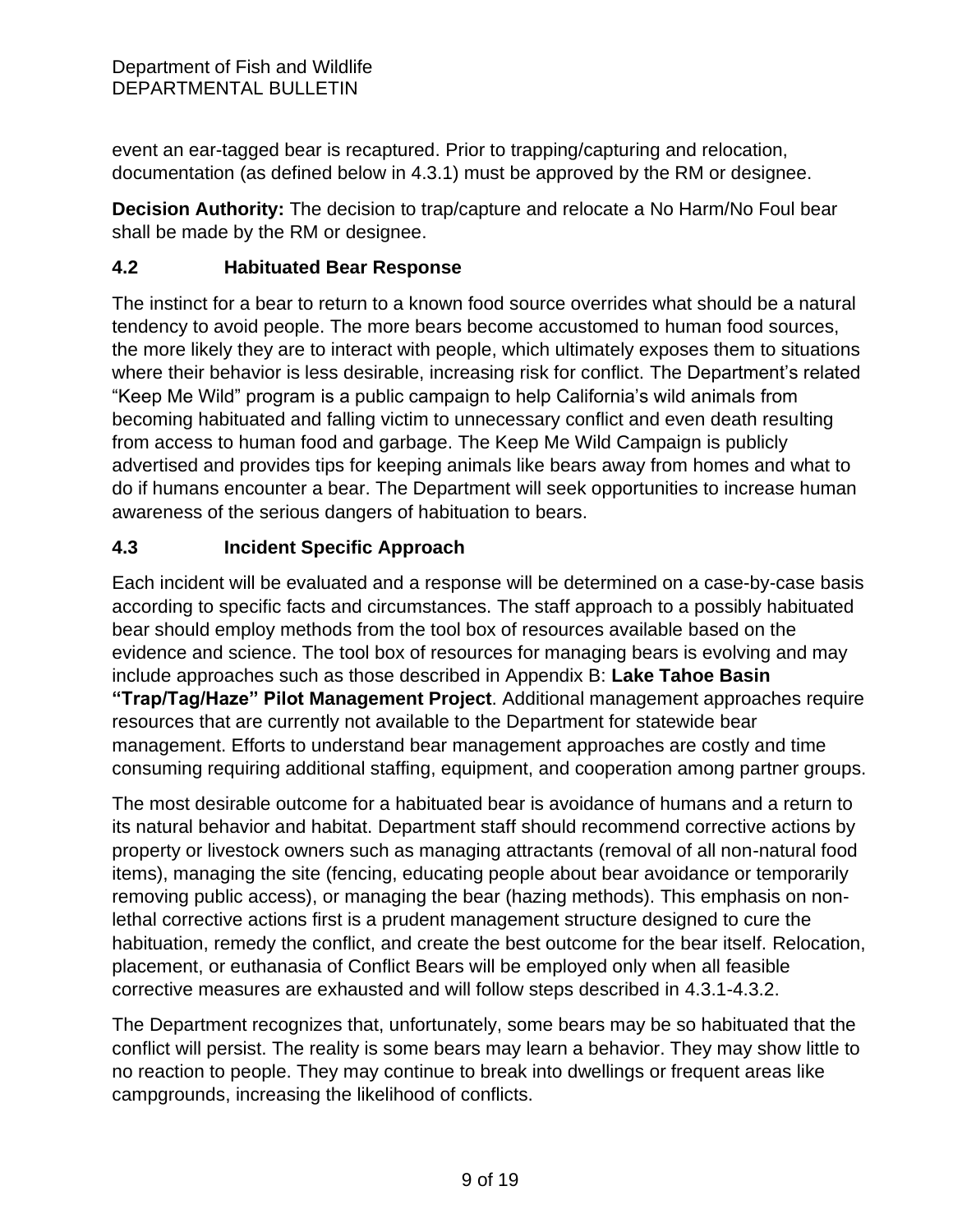event an ear-tagged bear is recaptured. Prior to trapping/capturing and relocation, documentation (as defined below in 4.3.1) must be approved by the RM or designee.

**Decision Authority:** The decision to trap/capture and relocate a No Harm/No Foul bear shall be made by the RM or designee.

### 4.2 Habituated Bear Response

The instinct for a bear to return to a known food source overrides what should be a natural tendency to avoid people. The more bears become accustomed to human food sources, the more likely they are to interact with people, which ultimately exposes them to situations where their behavior is less desirable, increasing risk for conflict. The Department's related "Keep Me Wild" program is a public campaign to help California's wild animals from becoming habituated and falling victim to unnecessary conflict and even death resulting from access to human food and garbage. The Keep Me Wild Campaign is publicly advertised and provides tips for keeping animals like bears away from homes and what to do if humans encounter a bear. The Department will seek opportunities to increase human awareness of the serious dangers of habituation to bears.

### 4.3 Incident Specific Approach

Each incident will be evaluated and a response will be determined on a case-by-case basis according to specific facts and circumstances. The staff approach to a possibly habituated bear should employ methods from the tool box of resources available based on the evidence and science. The tool box of resources for managing bears is evolving and may include approaches such as those described in Appendix B: **Lake Tahoe Basin "Trap/Tag/Haze" Pilot Management Project**. Additional management approaches require resources that are currently not available to the Department for statewide bear management. Efforts to understand bear management approaches are costly and time consuming requiring additional staffing, equipment, and cooperation among partner groups.

The most desirable outcome for a habituated bear is avoidance of humans and a return to its natural behavior and habitat. Department staff should recommend corrective actions by property or livestock owners such as managing attractants (removal of all non-natural food items), managing the site (fencing, educating people about bear avoidance or temporarily removing public access), or managing the bear (hazing methods). This emphasis on non-lethal corrective actions first is a prudent management structure designed to cure the habituation, remedy the conflict, and create the best outcome for the bear itself. Relocation, placement, or euthanasia of Conflict Bears will be employed only when all feasible corrective measures are exhausted and will follow steps described in 4.3.1-4.3.2.

The Department recognizes that, unfortunately, some bears may be so habituated that the conflict will persist. The reality is some bears may learn a behavior. They may show little to no reaction to people. They may continue to break into dwellings or frequent areas like campgrounds, increasing the likelihood of conflicts.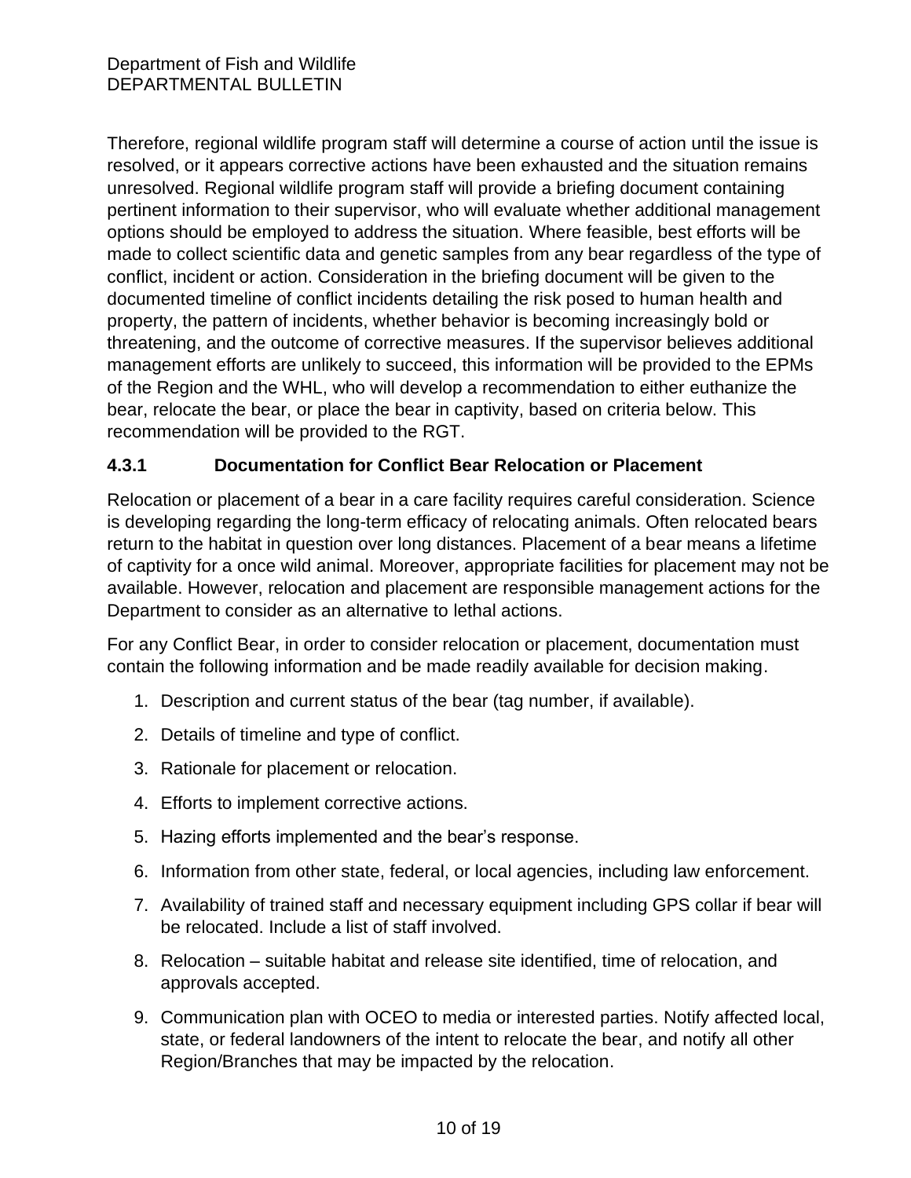Therefore, regional wildlife program staff will determine a course of action until the issue is resolved, or it appears corrective actions have been exhausted and the situation remains unresolved. Regional wildlife program staff will provide a briefing document containing pertinent information to their supervisor, who will evaluate whether additional management options should be employed to address the situation. Where feasible, best efforts will be made to collect scientific data and genetic samples from any bear regardless of the type of conflict, incident or action. Consideration in the briefing document will be given to the documented timeline of conflict incidents detailing the risk posed to human health and property, the pattern of incidents, whether behavior is becoming increasingly bold or threatening, and the outcome of corrective measures. If the supervisor believes additional management efforts are unlikely to succeed, this information will be provided to the EPMs of the Region and the WHL, who will develop a recommendation to either euthanize the bear, relocate the bear, or place the bear in captivity, based on criteria below. This recommendation will be provided to the RGT.

### 4.3.1 Documentation for Conflict Bear Relocation or Placement

Relocation or placement of a bear in a care facility requires careful consideration. Science is developing regarding the long-term efficacy of relocating animals. Often relocated bears return to the habitat in question over long distances. Placement of a bear means a lifetime of captivity for a once wild animal. Moreover, appropriate facilities for placement may not be available. However, relocation and placement are responsible management actions for the Department to consider as an alternative to lethal actions.

For any Conflict Bear, in order to consider relocation or placement, documentation must contain the following information and be made readily available for decision making.

1. Description and current status of the bear (tag number, if available).
2. Details of timeline and type of conflict.
3. Rationale for placement or relocation.
4. Efforts to implement corrective actions.
5. Hazing efforts implemented and the bear's response.
6. Information from other state, federal, or local agencies, including law enforcement.
7. Availability of trained staff and necessary equipment including GPS collar if bear will be relocated. Include a list of staff involved.
8. Relocation – suitable habitat and release site identified, time of relocation, and approvals accepted.
9. Communication plan with OCEO to media or interested parties. Notify affected local, state, or federal landowners of the intent to relocate the bear, and notify all other Region/Branches that may be impacted by the relocation.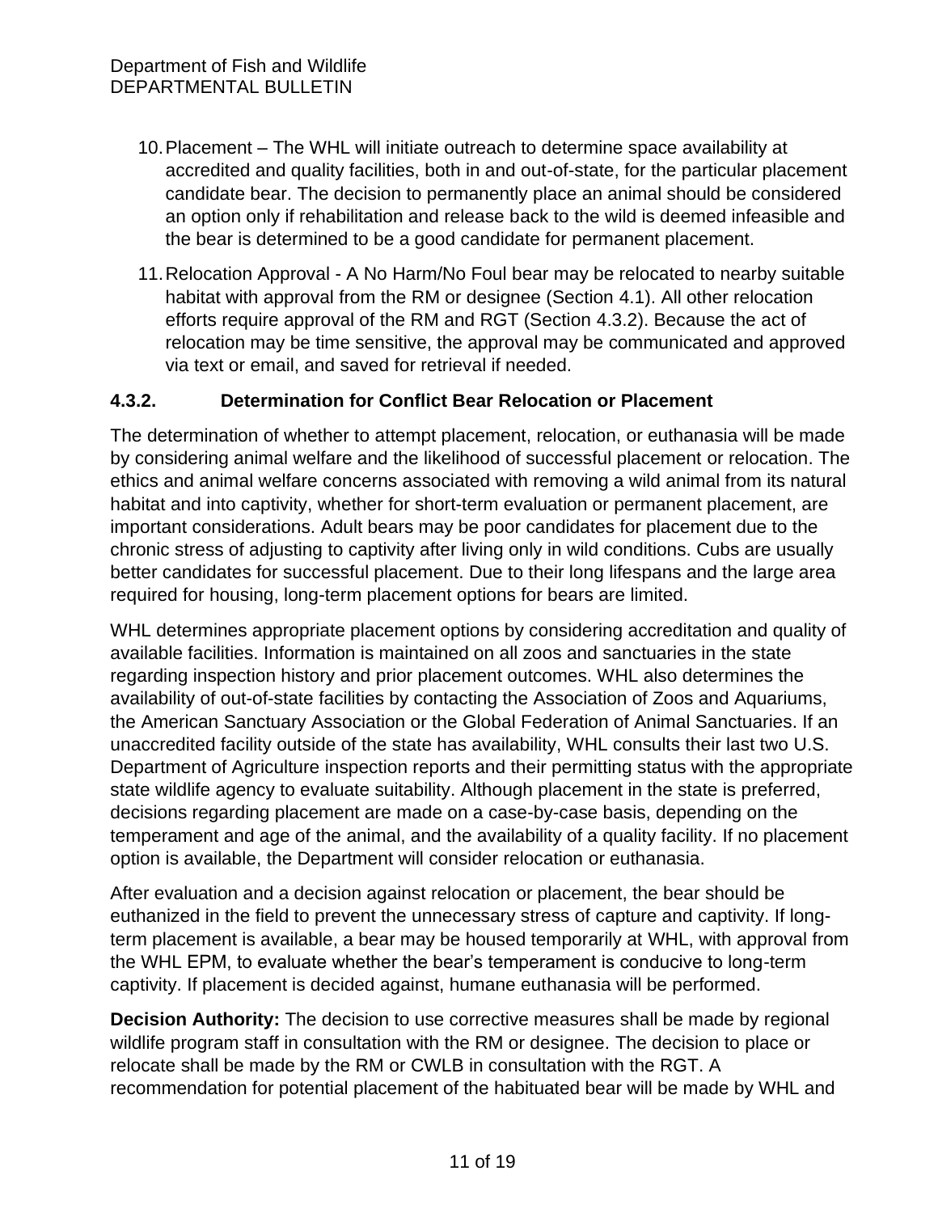10. Placement – The WHL will initiate outreach to determine space availability at accredited and quality facilities, both in and out-of-state, for the particular placement candidate bear. The decision to permanently place an animal should be considered an option only if rehabilitation and release back to the wild is deemed infeasible and the bear is determined to be a good candidate for permanent placement.

11. Relocation Approval - A No Harm/No Foul bear may be relocated to nearby suitable habitat with approval from the RM or designee (Section 4.1). All other relocation efforts require approval of the RM and RGT (Section 4.3.2). Because the act of relocation may be time sensitive, the approval may be communicated and approved via text or email, and saved for retrieval if needed.

### 4.3.2. Determination for Conflict Bear Relocation or Placement

The determination of whether to attempt placement, relocation, or euthanasia will be made by considering animal welfare and the likelihood of successful placement or relocation. The ethics and animal welfare concerns associated with removing a wild animal from its natural habitat and into captivity, whether for short-term evaluation or permanent placement, are important considerations. Adult bears may be poor candidates for placement due to the chronic stress of adjusting to captivity after living only in wild conditions. Cubs are usually better candidates for successful placement. Due to their long lifespans and the large area required for housing, long-term placement options for bears are limited.

WHL determines appropriate placement options by considering accreditation and quality of available facilities. Information is maintained on all zoos and sanctuaries in the state regarding inspection history and prior placement outcomes. WHL also determines the availability of out-of-state facilities by contacting the Association of Zoos and Aquariums, the American Sanctuary Association or the Global Federation of Animal Sanctuaries. If an unaccredited facility outside of the state has availability, WHL consults their last two U.S. Department of Agriculture inspection reports and their permitting status with the appropriate state wildlife agency to evaluate suitability. Although placement in the state is preferred, decisions regarding placement are made on a case-by-case basis, depending on the temperament and age of the animal, and the availability of a quality facility. If no placement option is available, the Department will consider relocation or euthanasia.

After evaluation and a decision against relocation or placement, the bear should be euthanized in the field to prevent the unnecessary stress of capture and captivity. If long-term placement is available, a bear may be housed temporarily at WHL, with approval from the WHL EPM, to evaluate whether the bear's temperament is conducive to long-term captivity. If placement is decided against, humane euthanasia will be performed.

**Decision Authority:** The decision to use corrective measures shall be made by regional wildlife program staff in consultation with the RM or designee. The decision to place or relocate shall be made by the RM or CWLB in consultation with the RGT. A recommendation for potential placement of the habituated bear will be made by WHL and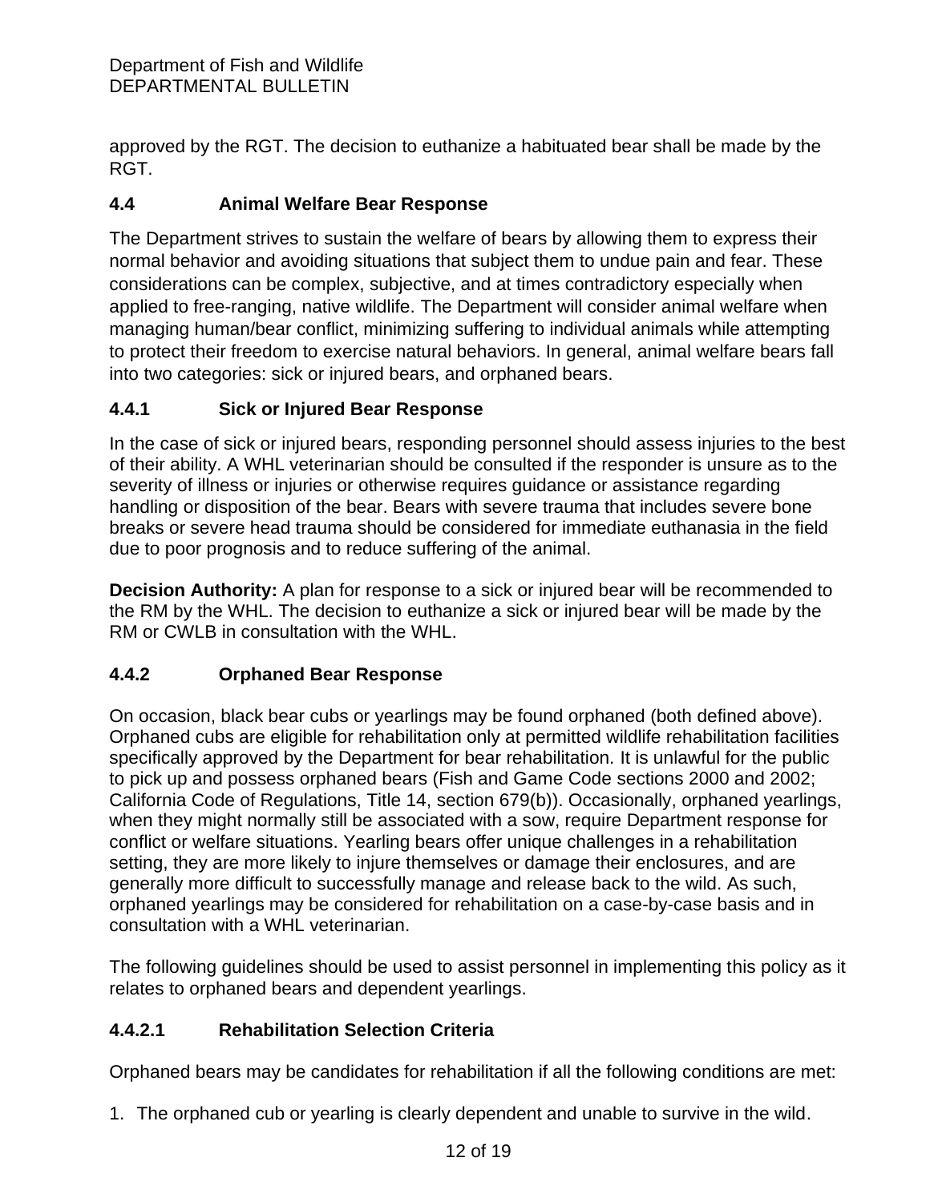approved by the RGT. The decision to euthanize a habituated bear shall be made by the RGT.

### 4.4 Animal Welfare Bear Response

The Department strives to sustain the welfare of bears by allowing them to express their normal behavior and avoiding situations that subject them to undue pain and fear. These considerations can be complex, subjective, and at times contradictory especially when applied to free-ranging, native wildlife. The Department will consider animal welfare when managing human/bear conflict, minimizing suffering to individual animals while attempting to protect their freedom to exercise natural behaviors. In general, animal welfare bears fall into two categories: sick or injured bears, and orphaned bears.

### 4.4.1 Sick or Injured Bear Response

In the case of sick or injured bears, responding personnel should assess injuries to the best of their ability. A WHL veterinarian should be consulted if the responder is unsure as to the severity of illness or injuries or otherwise requires guidance or assistance regarding handling or disposition of the bear. Bears with severe trauma that includes severe bone breaks or severe head trauma should be considered for immediate euthanasia in the field due to poor prognosis and to reduce suffering of the animal.

**Decision Authority:** A plan for response to a sick or injured bear will be recommended to the RM by the WHL. The decision to euthanize a sick or injured bear will be made by the RM or CWLB in consultation with the WHL.

### 4.4.2 Orphaned Bear Response

On occasion, black bear cubs or yearlings may be found orphaned (both defined above). Orphaned cubs are eligible for rehabilitation only at permitted wildlife rehabilitation facilities specifically approved by the Department for bear rehabilitation. It is unlawful for the public to pick up and possess orphaned bears (Fish and Game Code sections 2000 and 2002; California Code of Regulations, Title 14, section 679(b)). Occasionally, orphaned yearlings, when they might normally still be associated with a sow, require Department response for conflict or welfare situations. Yearling bears offer unique challenges in a rehabilitation setting, they are more likely to injure themselves or damage their enclosures, and are generally more difficult to successfully manage and release back to the wild. As such, orphaned yearlings may be considered for rehabilitation on a case-by-case basis and in consultation with a WHL veterinarian.

The following guidelines should be used to assist personnel in implementing this policy as it relates to orphaned bears and dependent yearlings.

#### 4.4.2.1 Rehabilitation Selection Criteria

Orphaned bears may be candidates for rehabilitation if all the following conditions are met:

1. The orphaned cub or yearling is clearly dependent and unable to survive in the wild.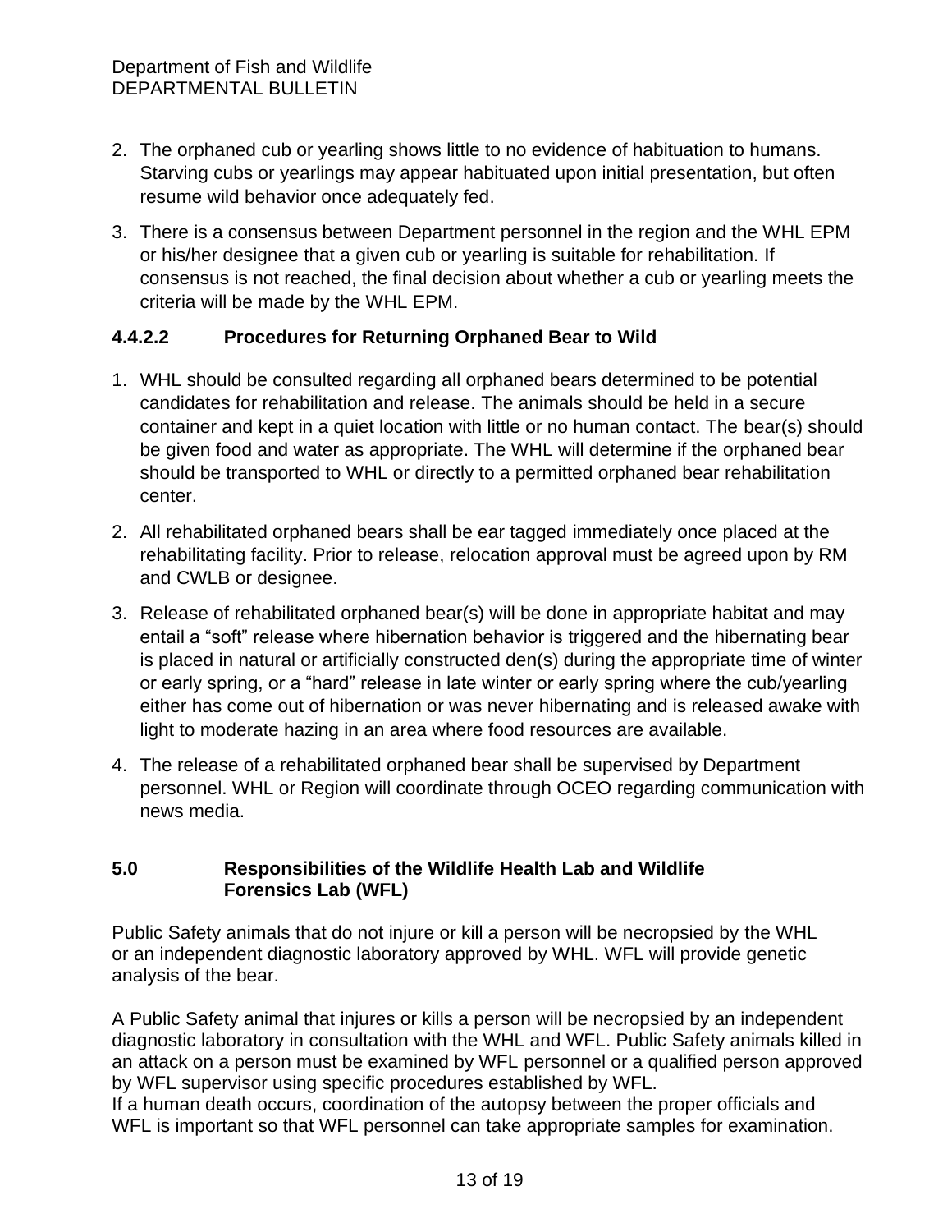2. The orphaned cub or yearling shows little to no evidence of habituation to humans. Starving cubs or yearlings may appear habituated upon initial presentation, but often resume wild behavior once adequately fed.

3. There is a consensus between Department personnel in the region and the WHL EPM or his/her designee that a given cub or yearling is suitable for rehabilitation. If consensus is not reached, the final decision about whether a cub or yearling meets the criteria will be made by the WHL EPM.

### 4.4.2.2 Procedures for Returning Orphaned Bear to Wild

1. WHL should be consulted regarding all orphaned bears determined to be potential candidates for rehabilitation and release. The animals should be held in a secure container and kept in a quiet location with little or no human contact. The bear(s) should be given food and water as appropriate. The WHL will determine if the orphaned bear should be transported to WHL or directly to a permitted orphaned bear rehabilitation center.

2. All rehabilitated orphaned bears shall be ear tagged immediately once placed at the rehabilitating facility. Prior to release, relocation approval must be agreed upon by RM and CWLB or designee.

3. Release of rehabilitated orphaned bear(s) will be done in appropriate habitat and may entail a “soft” release where hibernation behavior is triggered and the hibernating bear is placed in natural or artificially constructed den(s) during the appropriate time of winter or early spring, or a “hard” release in late winter or early spring where the cub/yearling either has come out of hibernation or was never hibernating and is released awake with light to moderate hazing in an area where food resources are available.

4. The release of a rehabilitated orphaned bear shall be supervised by Department personnel. WHL or Region will coordinate through OCEO regarding communication with news media.

## 5.0 Responsibilities of the Wildlife Health Lab and Wildlife Forensics Lab (WFL)

Public Safety animals that do not injure or kill a person will be necropsied by the WHL or an independent diagnostic laboratory approved by WHL. WFL will provide genetic analysis of the bear.

A Public Safety animal that injures or kills a person will be necropsied by an independent diagnostic laboratory in consultation with the WHL and WFL. Public Safety animals killed in an attack on a person must be examined by WFL personnel or a qualified person approved by WFL supervisor using specific procedures established by WFL.
If a human death occurs, coordination of the autopsy between the proper officials and WFL is important so that WFL personnel can take appropriate samples for examination.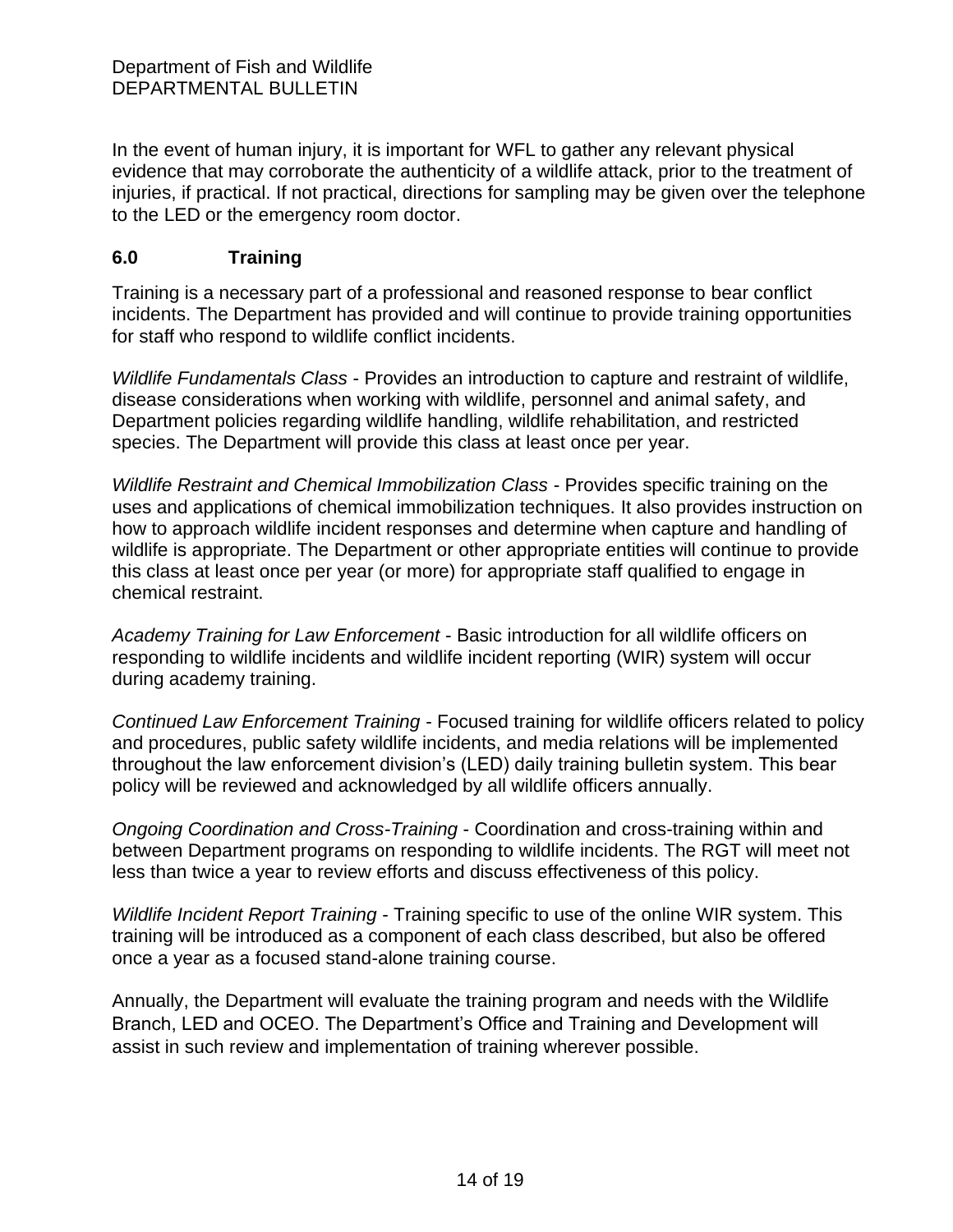In the event of human injury, it is important for WFL to gather any relevant physical evidence that may corroborate the authenticity of a wildlife attack, prior to the treatment of injuries, if practical. If not practical, directions for sampling may be given over the telephone to the LED or the emergency room doctor.

## 6.0 Training

Training is a necessary part of a professional and reasoned response to bear conflict incidents. The Department has provided and will continue to provide training opportunities for staff who respond to wildlife conflict incidents.

*Wildlife Fundamentals Class* - Provides an introduction to capture and restraint of wildlife, disease considerations when working with wildlife, personnel and animal safety, and Department policies regarding wildlife handling, wildlife rehabilitation, and restricted species. The Department will provide this class at least once per year.

*Wildlife Restraint and Chemical Immobilization Class* - Provides specific training on the uses and applications of chemical immobilization techniques. It also provides instruction on how to approach wildlife incident responses and determine when capture and handling of wildlife is appropriate. The Department or other appropriate entities will continue to provide this class at least once per year (or more) for appropriate staff qualified to engage in chemical restraint.

*Academy Training for Law Enforcement* - Basic introduction for all wildlife officers on responding to wildlife incidents and wildlife incident reporting (WIR) system will occur during academy training.

*Continued Law Enforcement Training* - Focused training for wildlife officers related to policy and procedures, public safety wildlife incidents, and media relations will be implemented throughout the law enforcement division's (LED) daily training bulletin system. This bear policy will be reviewed and acknowledged by all wildlife officers annually.

*Ongoing Coordination and Cross-Training* - Coordination and cross-training within and between Department programs on responding to wildlife incidents. The RGT will meet not less than twice a year to review efforts and discuss effectiveness of this policy.

*Wildlife Incident Report Training* - Training specific to use of the online WIR system. This training will be introduced as a component of each class described, but also be offered once a year as a focused stand-alone training course.

Annually, the Department will evaluate the training program and needs with the Wildlife Branch, LED and OCEO. The Department's Office and Training and Development will assist in such review and implementation of training wherever possible.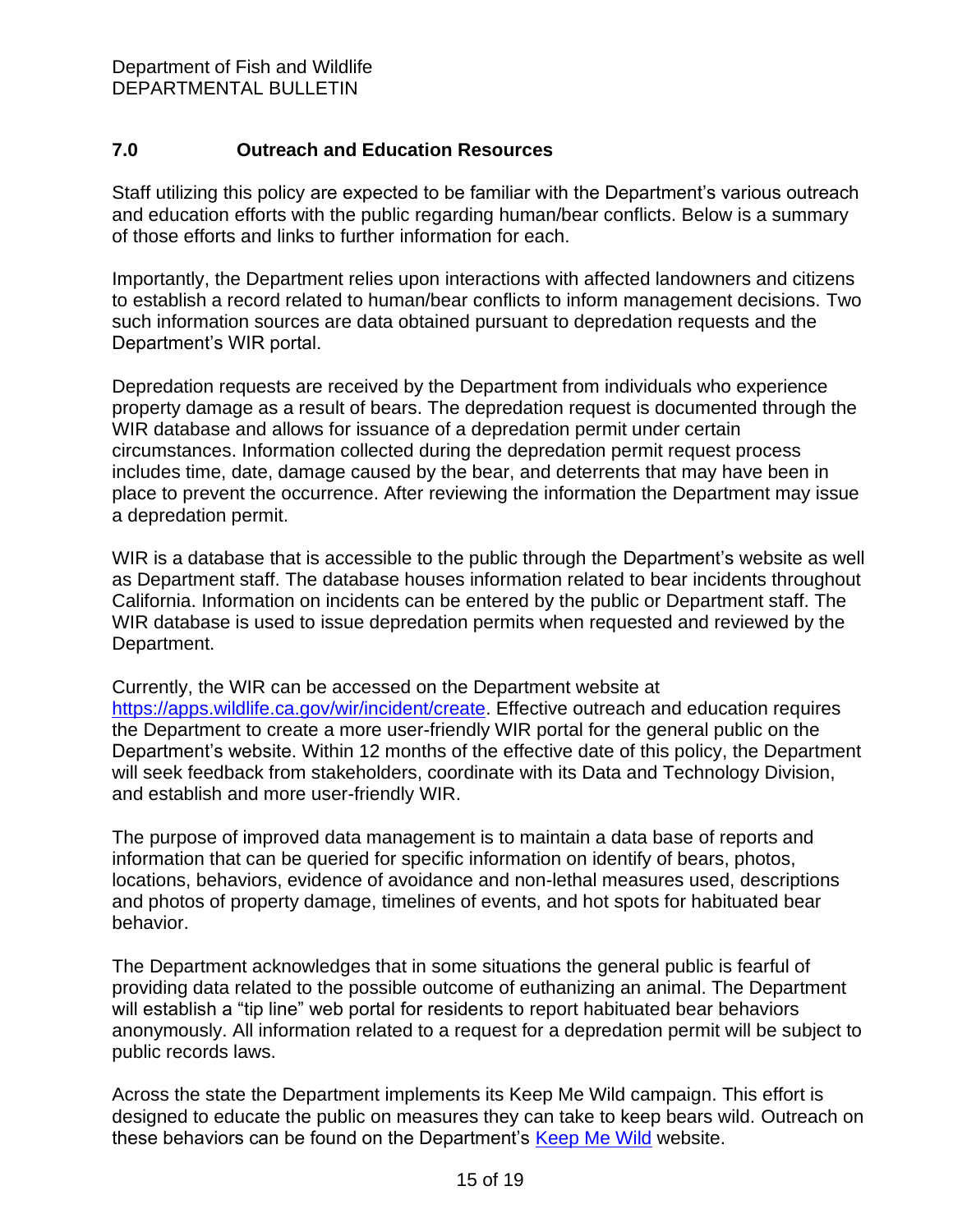Department of Fish and Wildlife
DEPARTMENTAL BULLETIN

## 7.0 Outreach and Education Resources

Staff utilizing this policy are expected to be familiar with the Department's various outreach and education efforts with the public regarding human/bear conflicts. Below is a summary of those efforts and links to further information for each.

Importantly, the Department relies upon interactions with affected landowners and citizens to establish a record related to human/bear conflicts to inform management decisions. Two such information sources are data obtained pursuant to depredation requests and the Department's WIR portal.

Depredation requests are received by the Department from individuals who experience property damage as a result of bears. The depredation request is documented through the WIR database and allows for issuance of a depredation permit under certain circumstances. Information collected during the depredation permit request process includes time, date, damage caused by the bear, and deterrents that may have been in place to prevent the occurrence. After reviewing the information the Department may issue a depredation permit.

WIR is a database that is accessible to the public through the Department's website as well as Department staff. The database houses information related to bear incidents throughout California. Information on incidents can be entered by the public or Department staff. The WIR database is used to issue depredation permits when requested and reviewed by the Department.

Currently, the WIR can be accessed on the Department website at [https://apps.wildlife.ca.gov/wir/incident/create](https://apps.wildlife.ca.gov/wir/incident/create). Effective outreach and education requires the Department to create a more user-friendly WIR portal for the general public on the Department's website. Within 12 months of the effective date of this policy, the Department will seek feedback from stakeholders, coordinate with its Data and Technology Division, and establish and more user-friendly WIR.

The purpose of improved data management is to maintain a data base of reports and information that can be queried for specific information on identify of bears, photos, locations, behaviors, evidence of avoidance and non-lethal measures used, descriptions and photos of property damage, timelines of events, and hot spots for habituated bear behavior.

The Department acknowledges that in some situations the general public is fearful of providing data related to the possible outcome of euthanizing an animal. The Department will establish a "tip line" web portal for residents to report habituated bear behaviors anonymously. All information related to a request for a depredation permit will be subject to public records laws.

Across the state the Department implements its Keep Me Wild campaign. This effort is designed to educate the public on measures they can take to keep bears wild. Outreach on these behaviors can be found on the Department's Keep Me Wild website.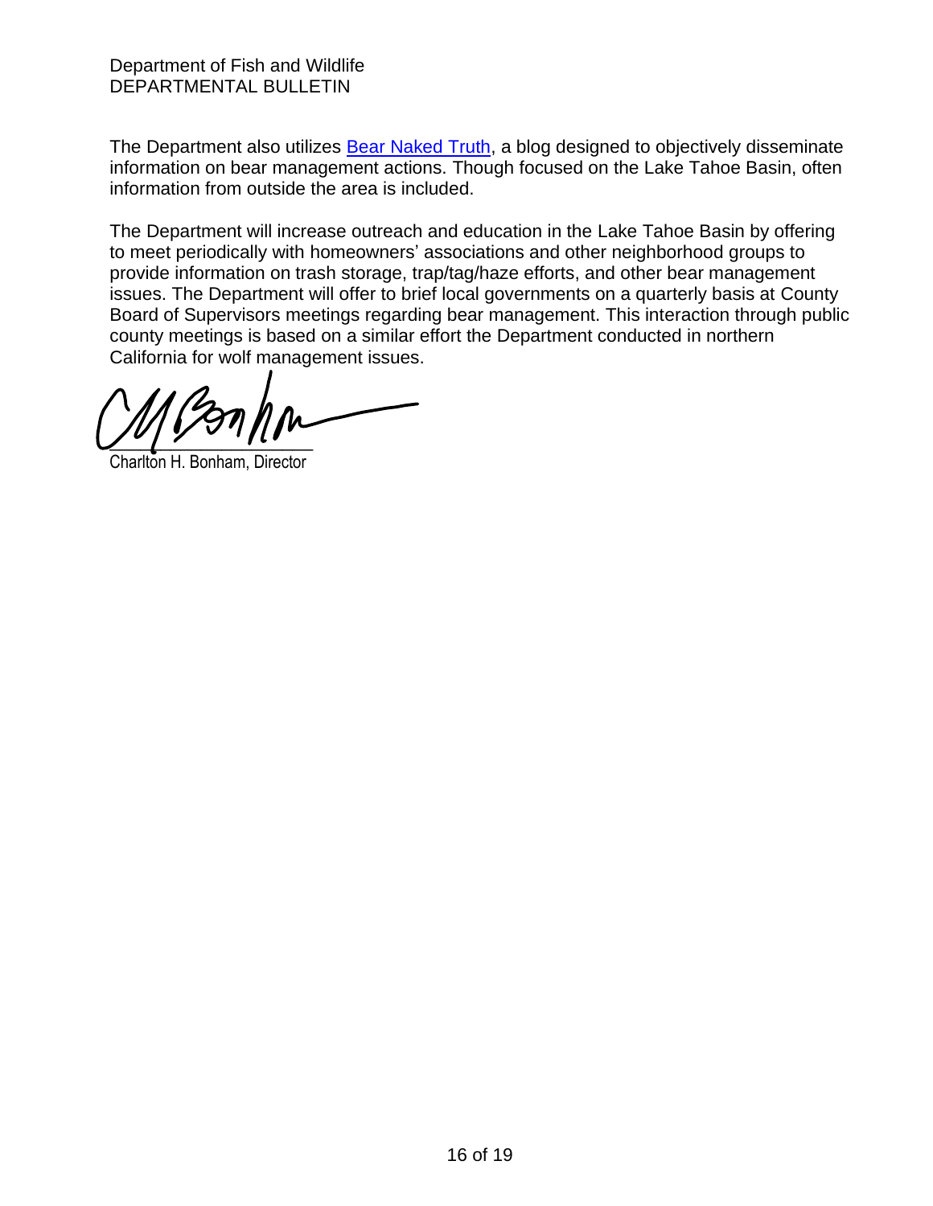The Department also utilizes Bear Naked Truth, a blog designed to objectively disseminate information on bear management actions. Though focused on the Lake Tahoe Basin, often information from outside the area is included.

The Department will increase outreach and education in the Lake Tahoe Basin by offering to meet periodically with homeowners' associations and other neighborhood groups to provide information on trash storage, trap/tag/haze efforts, and other bear management issues. The Department will offer to brief local governments on a quarterly basis at County Board of Supervisors meetings regarding bear management. This interaction through public county meetings is based on a similar effort the Department conducted in northern California for wolf management issues.

Charlton H. Bonham, Director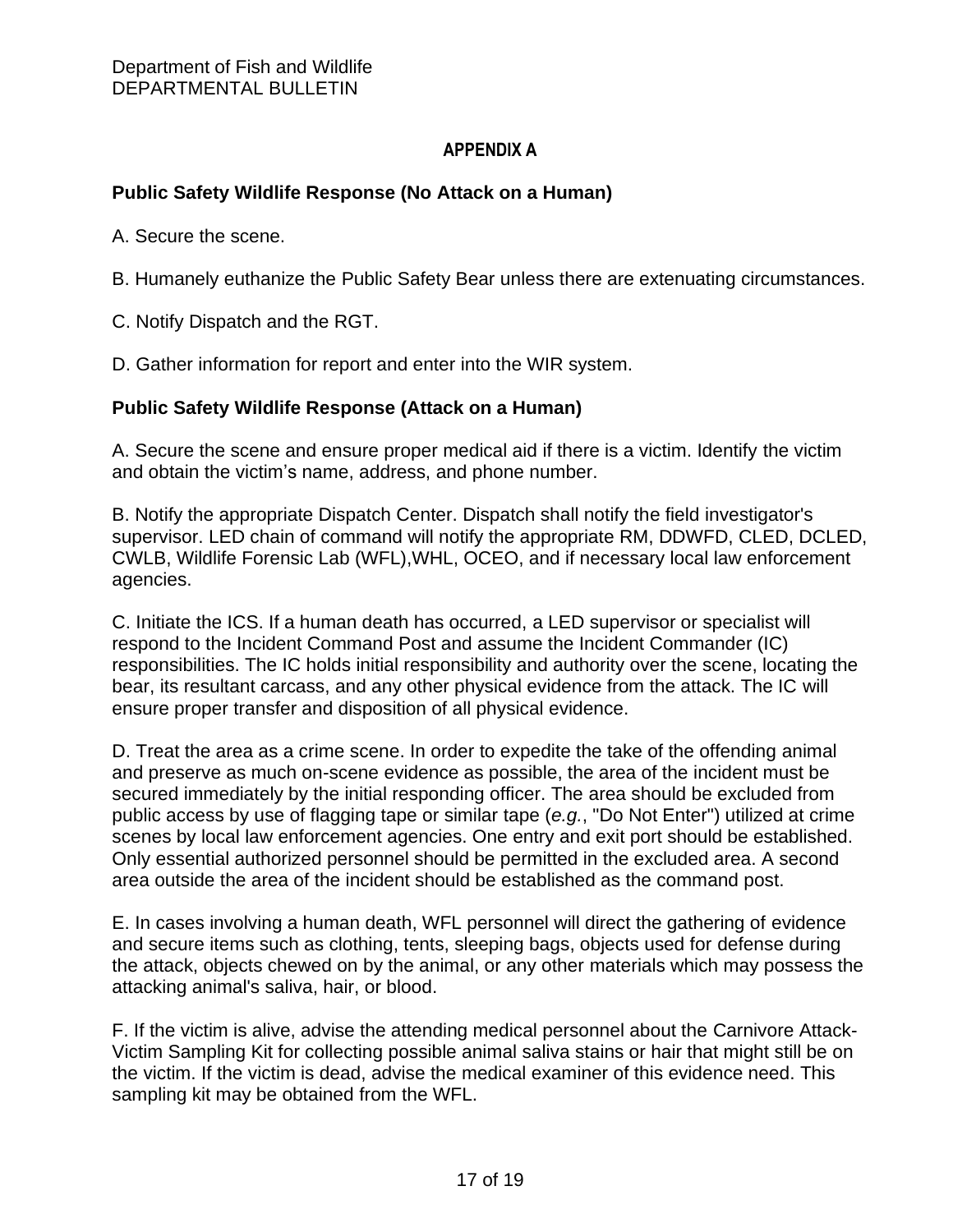# APPENDIX A

## Public Safety Wildlife Response (No Attack on a Human)

A. Secure the scene.

B. Humanely euthanize the Public Safety Bear unless there are extenuating circumstances.

C. Notify Dispatch and the RGT.

D. Gather information for report and enter into the WIR system.

## Public Safety Wildlife Response (Attack on a Human)

A. Secure the scene and ensure proper medical aid if there is a victim. Identify the victim and obtain the victim's name, address, and phone number.

B. Notify the appropriate Dispatch Center. Dispatch shall notify the field investigator's supervisor. LED chain of command will notify the appropriate RM, DDWFD, CLED, DCLED, CWLB, Wildlife Forensic Lab (WFL),WHL, OCEO, and if necessary local law enforcement agencies.

C. Initiate the ICS. If a human death has occurred, a LED supervisor or specialist will respond to the Incident Command Post and assume the Incident Commander (IC) responsibilities. The IC holds initial responsibility and authority over the scene, locating the bear, its resultant carcass, and any other physical evidence from the attack. The IC will ensure proper transfer and disposition of all physical evidence.

D. Treat the area as a crime scene. In order to expedite the take of the offending animal and preserve as much on-scene evidence as possible, the area of the incident must be secured immediately by the initial responding officer. The area should be excluded from public access by use of flagging tape or similar tape (*e.g.*, "Do Not Enter") utilized at crime scenes by local law enforcement agencies. One entry and exit port should be established. Only essential authorized personnel should be permitted in the excluded area. A second area outside the area of the incident should be established as the command post.

E. In cases involving a human death, WFL personnel will direct the gathering of evidence and secure items such as clothing, tents, sleeping bags, objects used for defense during the attack, objects chewed on by the animal, or any other materials which may possess the attacking animal's saliva, hair, or blood.

F. If the victim is alive, advise the attending medical personnel about the Carnivore Attack-Victim Sampling Kit for collecting possible animal saliva stains or hair that might still be on the victim. If the victim is dead, advise the medical examiner of this evidence need. This sampling kit may be obtained from the WFL.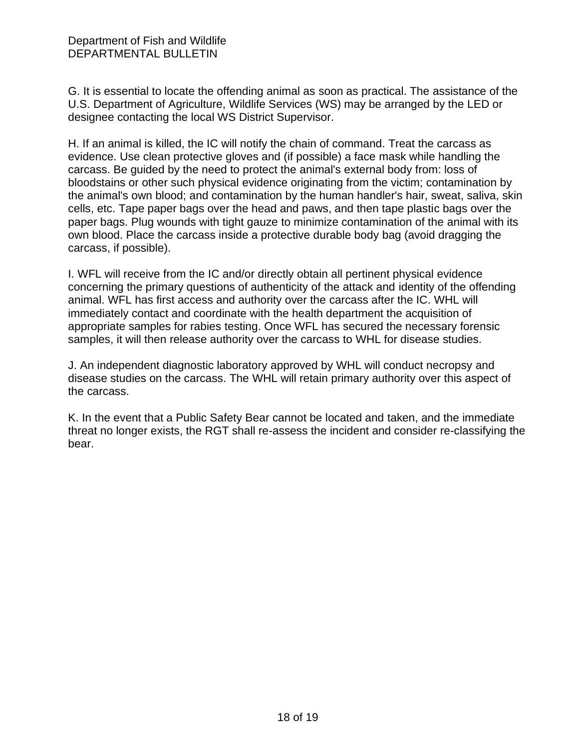G. It is essential to locate the offending animal as soon as practical. The assistance of the U.S. Department of Agriculture, Wildlife Services (WS) may be arranged by the LED or designee contacting the local WS District Supervisor.

H. If an animal is killed, the IC will notify the chain of command. Treat the carcass as evidence. Use clean protective gloves and (if possible) a face mask while handling the carcass. Be guided by the need to protect the animal's external body from: loss of bloodstains or other such physical evidence originating from the victim; contamination by the animal's own blood; and contamination by the human handler's hair, sweat, saliva, skin cells, etc. Tape paper bags over the head and paws, and then tape plastic bags over the paper bags. Plug wounds with tight gauze to minimize contamination of the animal with its own blood. Place the carcass inside a protective durable body bag (avoid dragging the carcass, if possible).

I. WFL will receive from the IC and/or directly obtain all pertinent physical evidence concerning the primary questions of authenticity of the attack and identity of the offending animal. WFL has first access and authority over the carcass after the IC. WHL will immediately contact and coordinate with the health department the acquisition of appropriate samples for rabies testing. Once WFL has secured the necessary forensic samples, it will then release authority over the carcass to WHL for disease studies.

J. An independent diagnostic laboratory approved by WHL will conduct necropsy and disease studies on the carcass. The WHL will retain primary authority over this aspect of the carcass.

K. In the event that a Public Safety Bear cannot be located and taken, and the immediate threat no longer exists, the RGT shall re-assess the incident and consider re-classifying the bear.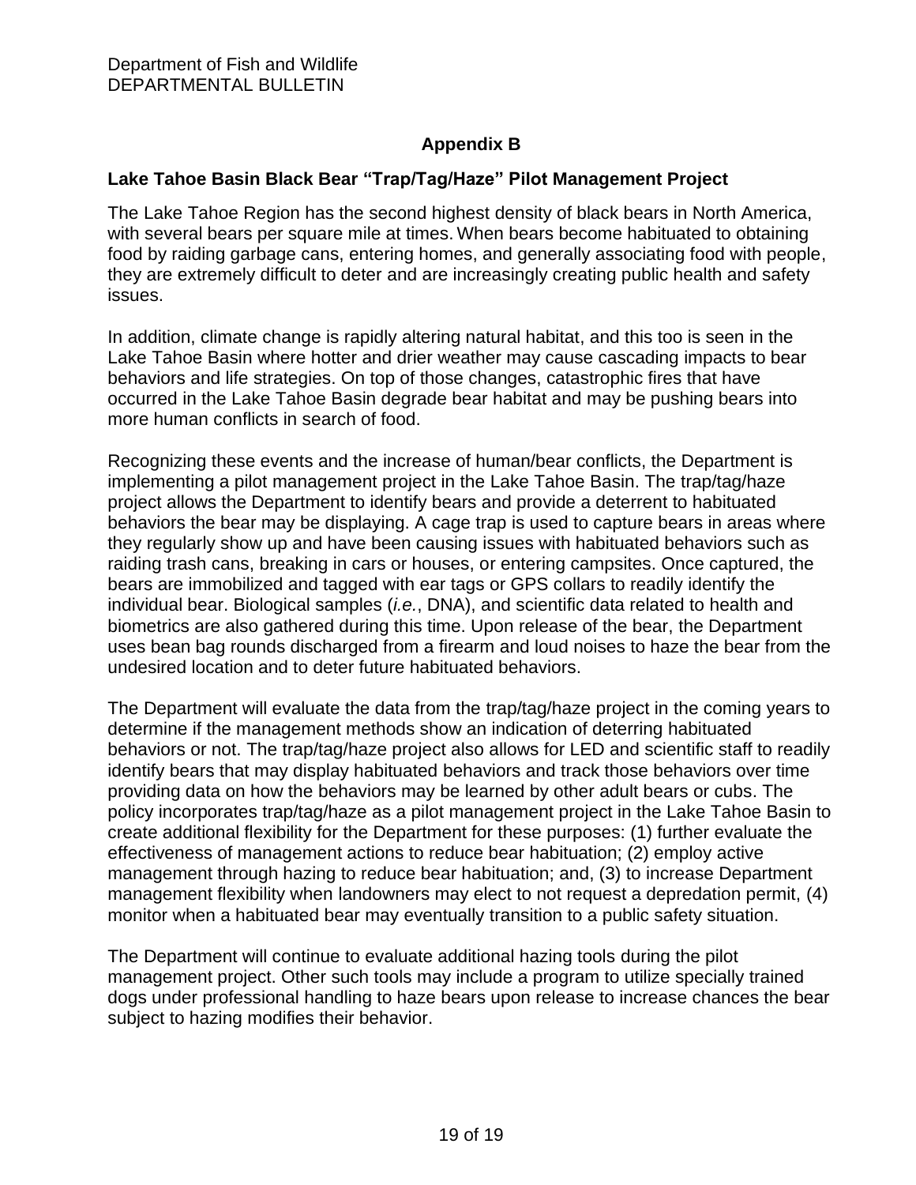## Appendix B

### Lake Tahoe Basin Black Bear "Trap/Tag/Haze" Pilot Management Project

The Lake Tahoe Region has the second highest density of black bears in North America, with several bears per square mile at times. When bears become habituated to obtaining food by raiding garbage cans, entering homes, and generally associating food with people, they are extremely difficult to deter and are increasingly creating public health and safety issues.

In addition, climate change is rapidly altering natural habitat, and this too is seen in the Lake Tahoe Basin where hotter and drier weather may cause cascading impacts to bear behaviors and life strategies. On top of those changes, catastrophic fires that have occurred in the Lake Tahoe Basin degrade bear habitat and may be pushing bears into more human conflicts in search of food.

Recognizing these events and the increase of human/bear conflicts, the Department is implementing a pilot management project in the Lake Tahoe Basin. The trap/tag/haze project allows the Department to identify bears and provide a deterrent to habituated behaviors the bear may be displaying. A cage trap is used to capture bears in areas where they regularly show up and have been causing issues with habituated behaviors such as raiding trash cans, breaking in cars or houses, or entering campsites. Once captured, the bears are immobilized and tagged with ear tags or GPS collars to readily identify the individual bear. Biological samples (*i.e.*, DNA), and scientific data related to health and biometrics are also gathered during this time. Upon release of the bear, the Department uses bean bag rounds discharged from a firearm and loud noises to haze the bear from the undesired location and to deter future habituated behaviors.

The Department will evaluate the data from the trap/tag/haze project in the coming years to determine if the management methods show an indication of deterring habituated behaviors or not. The trap/tag/haze project also allows for LED and scientific staff to readily identify bears that may display habituated behaviors and track those behaviors over time providing data on how the behaviors may be learned by other adult bears or cubs. The policy incorporates trap/tag/haze as a pilot management project in the Lake Tahoe Basin to create additional flexibility for the Department for these purposes: (1) further evaluate the effectiveness of management actions to reduce bear habituation; (2) employ active management through hazing to reduce bear habituation; and, (3) to increase Department management flexibility when landowners may elect to not request a depredation permit, (4) monitor when a habituated bear may eventually transition to a public safety situation.

The Department will continue to evaluate additional hazing tools during the pilot management project. Other such tools may include a program to utilize specially trained dogs under professional handling to haze bears upon release to increase chances the bear subject to hazing modifies their behavior.